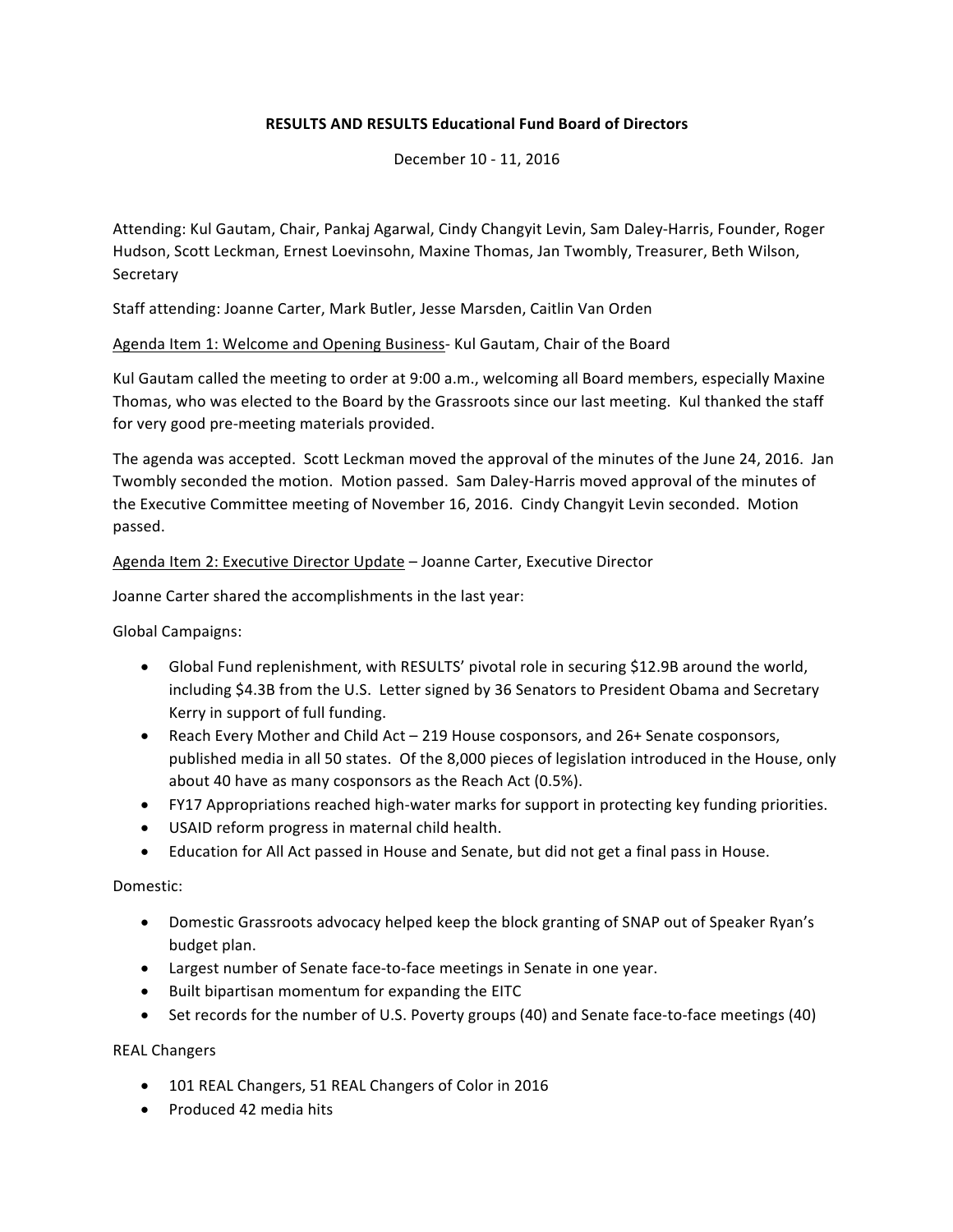**RESULTS AND RESULTS Educational Fund Board of Directors**

December 10 - 11, 2016

Attending: Kul Gautam, Chair, Pankaj Agarwal, Cindy Changyit Levin, Sam Daley-Harris, Founder, Roger Hudson, Scott Leckman, Ernest Loevinsohn, Maxine Thomas, Jan Twombly, Treasurer, Beth Wilson, Secretary

Staff attending: Joanne Carter, Mark Butler, Jesse Marsden, Caitlin Van Orden

<u>Agenda Item 1: Welcome and Opening Business</u>- Kul Gautam, Chair of the Board

Kul Gautam called the meeting to order at 9:00 a.m., welcoming all Board members, especially Maxine Thomas, who was elected to the Board by the Grassroots since our last meeting. Kul thanked the staff for very good pre-meeting materials provided.

The agenda was accepted. Scott Leckman moved the approval of the minutes of the June 24, 2016. Jan Twombly seconded the motion. Motion passed. Sam Daley-Harris moved approval of the minutes of the Executive Committee meeting of November 16, 2016. Cindy Changyit Levin seconded. Motion passed.

<u>Agenda Item 2: Executive Director Update</u> – Joanne Carter, Executive Director

Joanne Carter shared the accomplishments in the last year:

Global Campaigns:

- Global Fund replenishment, with RESULTS' pivotal role in securing $12.9B around the world, including $4.3B from the U.S. Letter signed by 36 Senators to President Obama and Secretary Kerry in support of full funding.
- Reach Every Mother and Child Act – 219 House cosponsors, and 26+ Senate cosponsors, published media in all 50 states. Of the 8,000 pieces of legislation introduced in the House, only about 40 have as many cosponsors as the Reach Act (0.5%).
- FY17 Appropriations reached high-water marks for support in protecting key funding priorities.
- USAID reform progress in maternal child health.
- Education for All Act passed in House and Senate, but did not get a final pass in House.

Domestic:

- Domestic Grassroots advocacy helped keep the block granting of SNAP out of Speaker Ryan's budget plan.
- Largest number of Senate face-to-face meetings in Senate in one year.
- Built bipartisan momentum for expanding the EITC
- Set records for the number of U.S. Poverty groups (40) and Senate face-to-face meetings (40)

REAL Changers

- 101 REAL Changers, 51 REAL Changers of Color in 2016
- Produced 42 media hits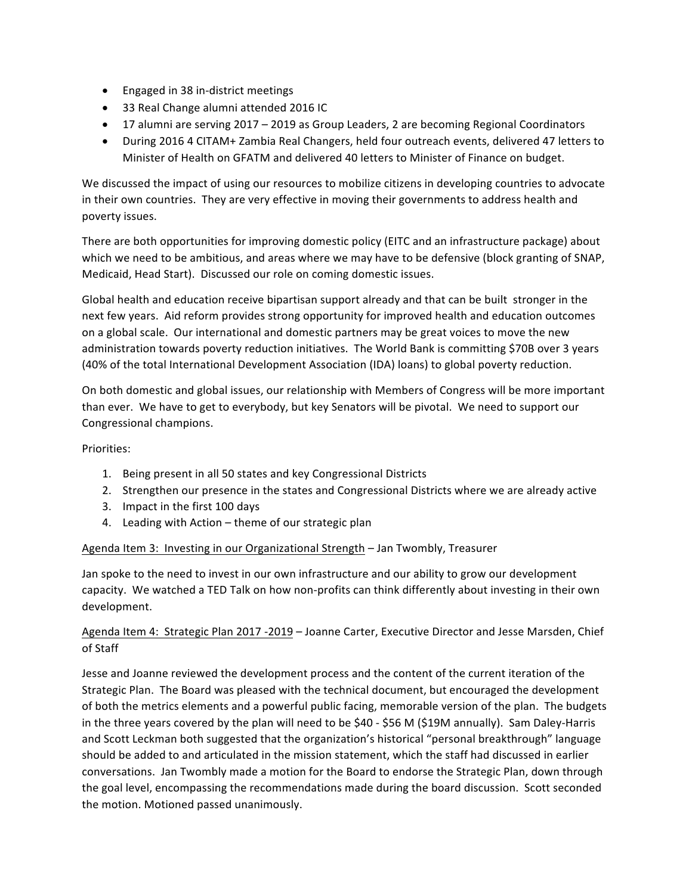- Engaged in 38 in-district meetings
- 33 Real Change alumni attended 2016 IC
- 17 alumni are serving 2017 – 2019 as Group Leaders, 2 are becoming Regional Coordinators
- During 2016 4 CITAM+ Zambia Real Changers, held four outreach events, delivered 47 letters to Minister of Health on GFATM and delivered 40 letters to Minister of Finance on budget.

We discussed the impact of using our resources to mobilize citizens in developing countries to advocate in their own countries. They are very effective in moving their governments to address health and poverty issues.

There are both opportunities for improving domestic policy (EITC and an infrastructure package) about which we need to be ambitious, and areas where we may have to be defensive (block granting of SNAP, Medicaid, Head Start). Discussed our role on coming domestic issues.

Global health and education receive bipartisan support already and that can be built stronger in the next few years. Aid reform provides strong opportunity for improved health and education outcomes on a global scale. Our international and domestic partners may be great voices to move the new administration towards poverty reduction initiatives. The World Bank is committing $70B over 3 years (40% of the total International Development Association (IDA) loans) to global poverty reduction.

On both domestic and global issues, our relationship with Members of Congress will be more important than ever. We have to get to everybody, but key Senators will be pivotal. We need to support our Congressional champions.

Priorities:

1. Being present in all 50 states and key Congressional Districts
2. Strengthen our presence in the states and Congressional Districts where we are already active
3. Impact in the first 100 days
4. Leading with Action – theme of our strategic plan

<u>Agenda Item 3: Investing in our Organizational Strength</u> – Jan Twombly, Treasurer

Jan spoke to the need to invest in our own infrastructure and our ability to grow our development capacity. We watched a TED Talk on how non-profits can think differently about investing in their own development.

<u>Agenda Item 4: Strategic Plan 2017 -2019</u> – Joanne Carter, Executive Director and Jesse Marsden, Chief of Staff

Jesse and Joanne reviewed the development process and the content of the current iteration of the Strategic Plan. The Board was pleased with the technical document, but encouraged the development of both the metrics elements and a powerful public facing, memorable version of the plan. The budgets in the three years covered by the plan will need to be $40 - $56 M ($19M annually). Sam Daley-Harris and Scott Leckman both suggested that the organization's historical "personal breakthrough" language should be added to and articulated in the mission statement, which the staff had discussed in earlier conversations. Jan Twombly made a motion for the Board to endorse the Strategic Plan, down through the goal level, encompassing the recommendations made during the board discussion. Scott seconded the motion. Motioned passed unanimously.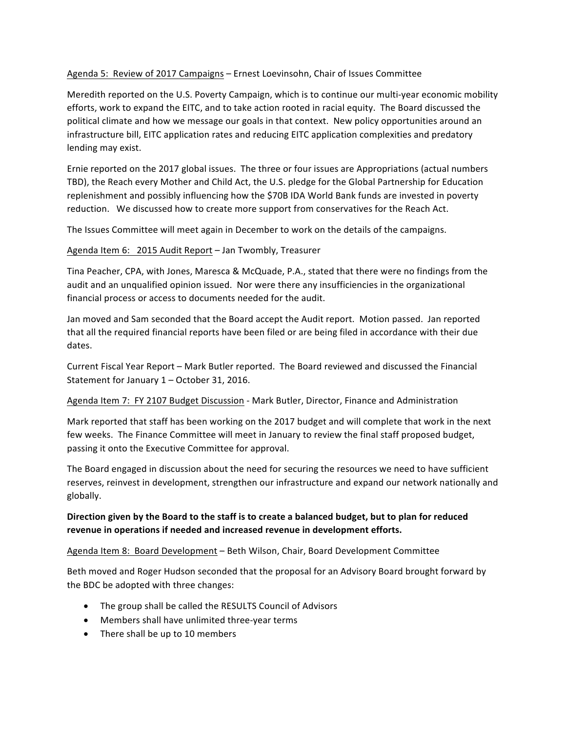Agenda 5: Review of 2017 Campaigns – Ernest Loevinsohn, Chair of Issues Committee

Meredith reported on the U.S. Poverty Campaign, which is to continue our multi-year economic mobility efforts, work to expand the EITC, and to take action rooted in racial equity. The Board discussed the political climate and how we message our goals in that context. New policy opportunities around an infrastructure bill, EITC application rates and reducing EITC application complexities and predatory lending may exist.

Ernie reported on the 2017 global issues. The three or four issues are Appropriations (actual numbers TBD), the Reach every Mother and Child Act, the U.S. pledge for the Global Partnership for Education replenishment and possibly influencing how the $70B IDA World Bank funds are invested in poverty reduction. We discussed how to create more support from conservatives for the Reach Act.

The Issues Committee will meet again in December to work on the details of the campaigns.

Agenda Item 6: 2015 Audit Report – Jan Twombly, Treasurer

Tina Peacher, CPA, with Jones, Maresca & McQuade, P.A., stated that there were no findings from the audit and an unqualified opinion issued. Nor were there any insufficiencies in the organizational financial process or access to documents needed for the audit.

Jan moved and Sam seconded that the Board accept the Audit report. Motion passed. Jan reported that all the required financial reports have been filed or are being filed in accordance with their due dates.

Current Fiscal Year Report – Mark Butler reported. The Board reviewed and discussed the Financial Statement for January 1 – October 31, 2016.

Agenda Item 7: FY 2107 Budget Discussion - Mark Butler, Director, Finance and Administration

Mark reported that staff has been working on the 2017 budget and will complete that work in the next few weeks. The Finance Committee will meet in January to review the final staff proposed budget, passing it onto the Executive Committee for approval.

The Board engaged in discussion about the need for securing the resources we need to have sufficient reserves, reinvest in development, strengthen our infrastructure and expand our network nationally and globally.

**Direction given by the Board to the staff is to create a balanced budget, but to plan for reduced revenue in operations if needed and increased revenue in development efforts.**

Agenda Item 8: Board Development – Beth Wilson, Chair, Board Development Committee

Beth moved and Roger Hudson seconded that the proposal for an Advisory Board brought forward by the BDC be adopted with three changes:

- The group shall be called the RESULTS Council of Advisors
- Members shall have unlimited three-year terms
- There shall be up to 10 members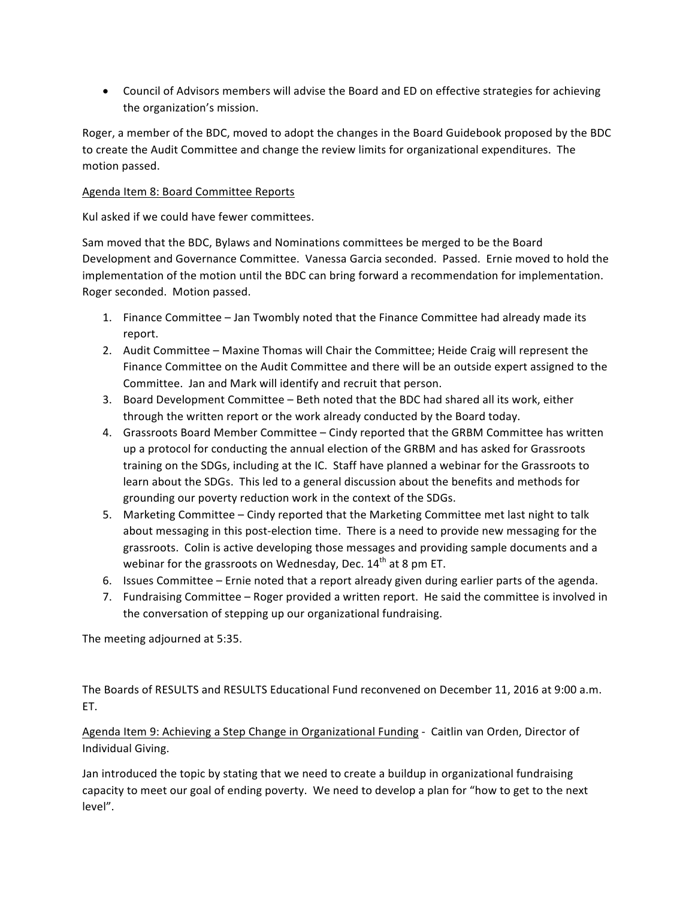- Council of Advisors members will advise the Board and ED on effective strategies for achieving the organization's mission.

Roger, a member of the BDC, moved to adopt the changes in the Board Guidebook proposed by the BDC to create the Audit Committee and change the review limits for organizational expenditures. The motion passed.

Agenda Item 8: Board Committee Reports

Kul asked if we could have fewer committees.

Sam moved that the BDC, Bylaws and Nominations committees be merged to be the Board Development and Governance Committee. Vanessa Garcia seconded. Passed. Ernie moved to hold the implementation of the motion until the BDC can bring forward a recommendation for implementation. Roger seconded. Motion passed.

1. Finance Committee – Jan Twombly noted that the Finance Committee had already made its report.
2. Audit Committee – Maxine Thomas will Chair the Committee; Heide Craig will represent the Finance Committee on the Audit Committee and there will be an outside expert assigned to the Committee. Jan and Mark will identify and recruit that person.
3. Board Development Committee – Beth noted that the BDC had shared all its work, either through the written report or the work already conducted by the Board today.
4. Grassroots Board Member Committee – Cindy reported that the GRBM Committee has written up a protocol for conducting the annual election of the GRBM and has asked for Grassroots training on the SDGs, including at the IC. Staff have planned a webinar for the Grassroots to learn about the SDGs. This led to a general discussion about the benefits and methods for grounding our poverty reduction work in the context of the SDGs.
5. Marketing Committee – Cindy reported that the Marketing Committee met last night to talk about messaging in this post-election time. There is a need to provide new messaging for the grassroots. Colin is active developing those messages and providing sample documents and a webinar for the grassroots on Wednesday, Dec. 14th at 8 pm ET.
6. Issues Committee – Ernie noted that a report already given during earlier parts of the agenda.
7. Fundraising Committee – Roger provided a written report. He said the committee is involved in the conversation of stepping up our organizational fundraising.

The meeting adjourned at 5:35.

The Boards of RESULTS and RESULTS Educational Fund reconvened on December 11, 2016 at 9:00 a.m. ET.

Agenda Item 9: Achieving a Step Change in Organizational Funding - Caitlin van Orden, Director of Individual Giving.

Jan introduced the topic by stating that we need to create a buildup in organizational fundraising capacity to meet our goal of ending poverty. We need to develop a plan for "how to get to the next level".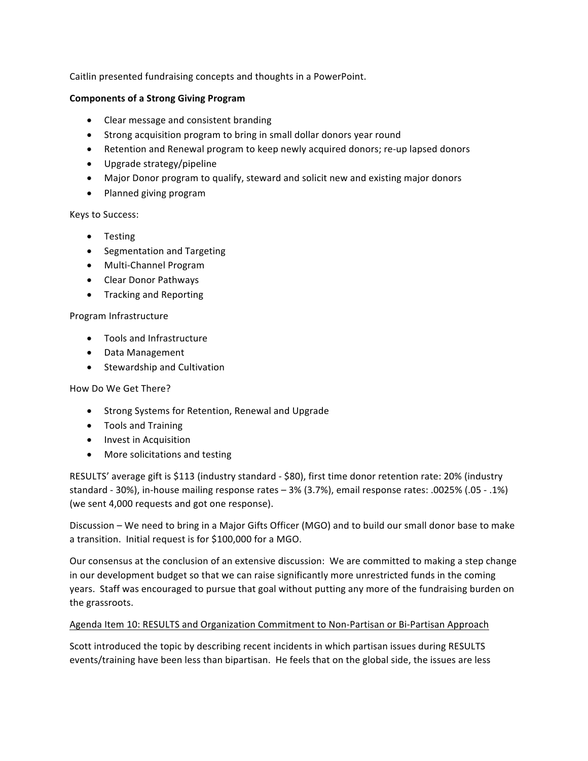Caitlin presented fundraising concepts and thoughts in a PowerPoint.

**Components of a Strong Giving Program**

- Clear message and consistent branding
- Strong acquisition program to bring in small dollar donors year round
- Retention and Renewal program to keep newly acquired donors; re-up lapsed donors
- Upgrade strategy/pipeline
- Major Donor program to qualify, steward and solicit new and existing major donors
- Planned giving program

Keys to Success:

- Testing
- Segmentation and Targeting
- Multi-Channel Program
- Clear Donor Pathways
- Tracking and Reporting

Program Infrastructure

- Tools and Infrastructure
- Data Management
- Stewardship and Cultivation

How Do We Get There?

- Strong Systems for Retention, Renewal and Upgrade
- Tools and Training
- Invest in Acquisition
- More solicitations and testing

RESULTS' average gift is $113 (industry standard - $80), first time donor retention rate: 20% (industry standard - 30%), in-house mailing response rates – 3% (3.7%), email response rates: .0025% (.05 - .1%) (we sent 4,000 requests and got one response).

Discussion – We need to bring in a Major Gifts Officer (MGO) and to build our small donor base to make a transition. Initial request is for $100,000 for a MGO.

Our consensus at the conclusion of an extensive discussion: We are committed to making a step change in our development budget so that we can raise significantly more unrestricted funds in the coming years. Staff was encouraged to pursue that goal without putting any more of the fundraising burden on the grassroots.

<u>Agenda Item 10: RESULTS and Organization Commitment to Non-Partisan or Bi-Partisan Approach</u>

Scott introduced the topic by describing recent incidents in which partisan issues during RESULTS events/training have been less than bipartisan. He feels that on the global side, the issues are less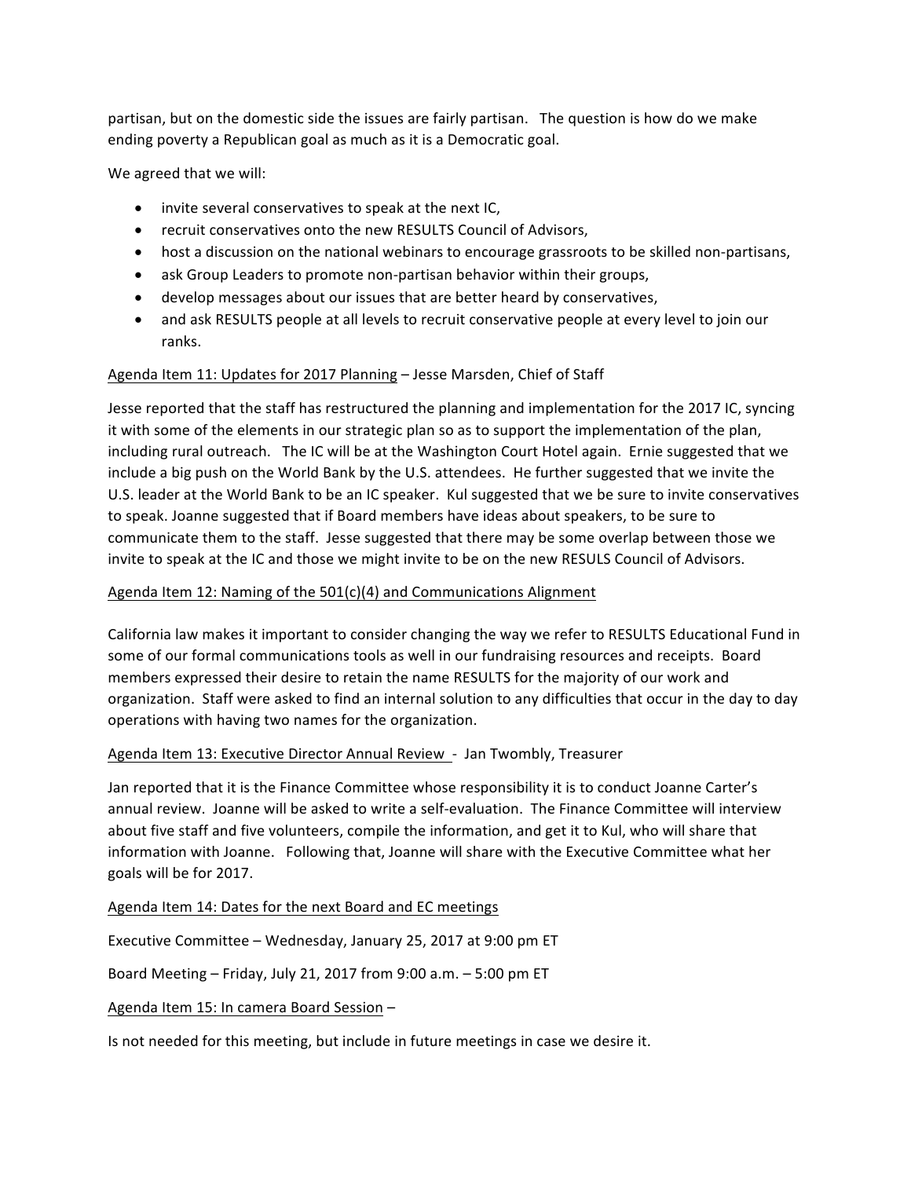partisan, but on the domestic side the issues are fairly partisan. The question is how do we make ending poverty a Republican goal as much as it is a Democratic goal.

We agreed that we will:

- invite several conservatives to speak at the next IC,
- recruit conservatives onto the new RESULTS Council of Advisors,
- host a discussion on the national webinars to encourage grassroots to be skilled non-partisans,
- ask Group Leaders to promote non-partisan behavior within their groups,
- develop messages about our issues that are better heard by conservatives,
- and ask RESULTS people at all levels to recruit conservative people at every level to join our ranks.

<u>Agenda Item 11: Updates for 2017 Planning</u> – Jesse Marsden, Chief of Staff

Jesse reported that the staff has restructured the planning and implementation for the 2017 IC, syncing it with some of the elements in our strategic plan so as to support the implementation of the plan, including rural outreach. The IC will be at the Washington Court Hotel again. Ernie suggested that we include a big push on the World Bank by the U.S. attendees. He further suggested that we invite the U.S. leader at the World Bank to be an IC speaker. Kul suggested that we be sure to invite conservatives to speak. Joanne suggested that if Board members have ideas about speakers, to be sure to communicate them to the staff. Jesse suggested that there may be some overlap between those we invite to speak at the IC and those we might invite to be on the new RESULS Council of Advisors.

<u>Agenda Item 12: Naming of the 501(c)(4) and Communications Alignment</u>

California law makes it important to consider changing the way we refer to RESULTS Educational Fund in some of our formal communications tools as well in our fundraising resources and receipts. Board members expressed their desire to retain the name RESULTS for the majority of our work and organization. Staff were asked to find an internal solution to any difficulties that occur in the day to day operations with having two names for the organization.

<u>Agenda Item 13: Executive Director Annual Review</u> - Jan Twombly, Treasurer

Jan reported that it is the Finance Committee whose responsibility it is to conduct Joanne Carter's annual review. Joanne will be asked to write a self-evaluation. The Finance Committee will interview about five staff and five volunteers, compile the information, and get it to Kul, who will share that information with Joanne. Following that, Joanne will share with the Executive Committee what her goals will be for 2017.

<u>Agenda Item 14: Dates for the next Board and EC meetings</u>

Executive Committee – Wednesday, January 25, 2017 at 9:00 pm ET

Board Meeting – Friday, July 21, 2017 from 9:00 a.m. – 5:00 pm ET

<u>Agenda Item 15: In camera Board Session</u> –

Is not needed for this meeting, but include in future meetings in case we desire it.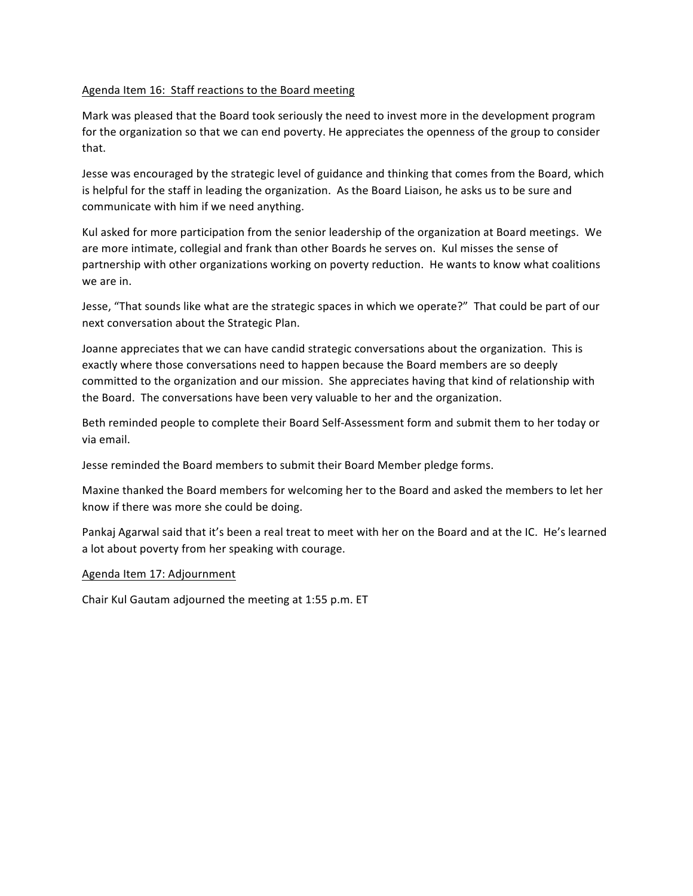<u>Agenda Item 16: Staff reactions to the Board meeting</u>

Mark was pleased that the Board took seriously the need to invest more in the development program for the organization so that we can end poverty. He appreciates the openness of the group to consider that.

Jesse was encouraged by the strategic level of guidance and thinking that comes from the Board, which is helpful for the staff in leading the organization. As the Board Liaison, he asks us to be sure and communicate with him if we need anything.

Kul asked for more participation from the senior leadership of the organization at Board meetings. We are more intimate, collegial and frank than other Boards he serves on. Kul misses the sense of partnership with other organizations working on poverty reduction. He wants to know what coalitions we are in.

Jesse, "That sounds like what are the strategic spaces in which we operate?" That could be part of our next conversation about the Strategic Plan.

Joanne appreciates that we can have candid strategic conversations about the organization. This is exactly where those conversations need to happen because the Board members are so deeply committed to the organization and our mission. She appreciates having that kind of relationship with the Board. The conversations have been very valuable to her and the organization.

Beth reminded people to complete their Board Self-Assessment form and submit them to her today or via email.

Jesse reminded the Board members to submit their Board Member pledge forms.

Maxine thanked the Board members for welcoming her to the Board and asked the members to let her know if there was more she could be doing.

Pankaj Agarwal said that it's been a real treat to meet with her on the Board and at the IC. He's learned a lot about poverty from her speaking with courage.

<u>Agenda Item 17: Adjournment</u>

Chair Kul Gautam adjourned the meeting at 1:55 p.m. ET